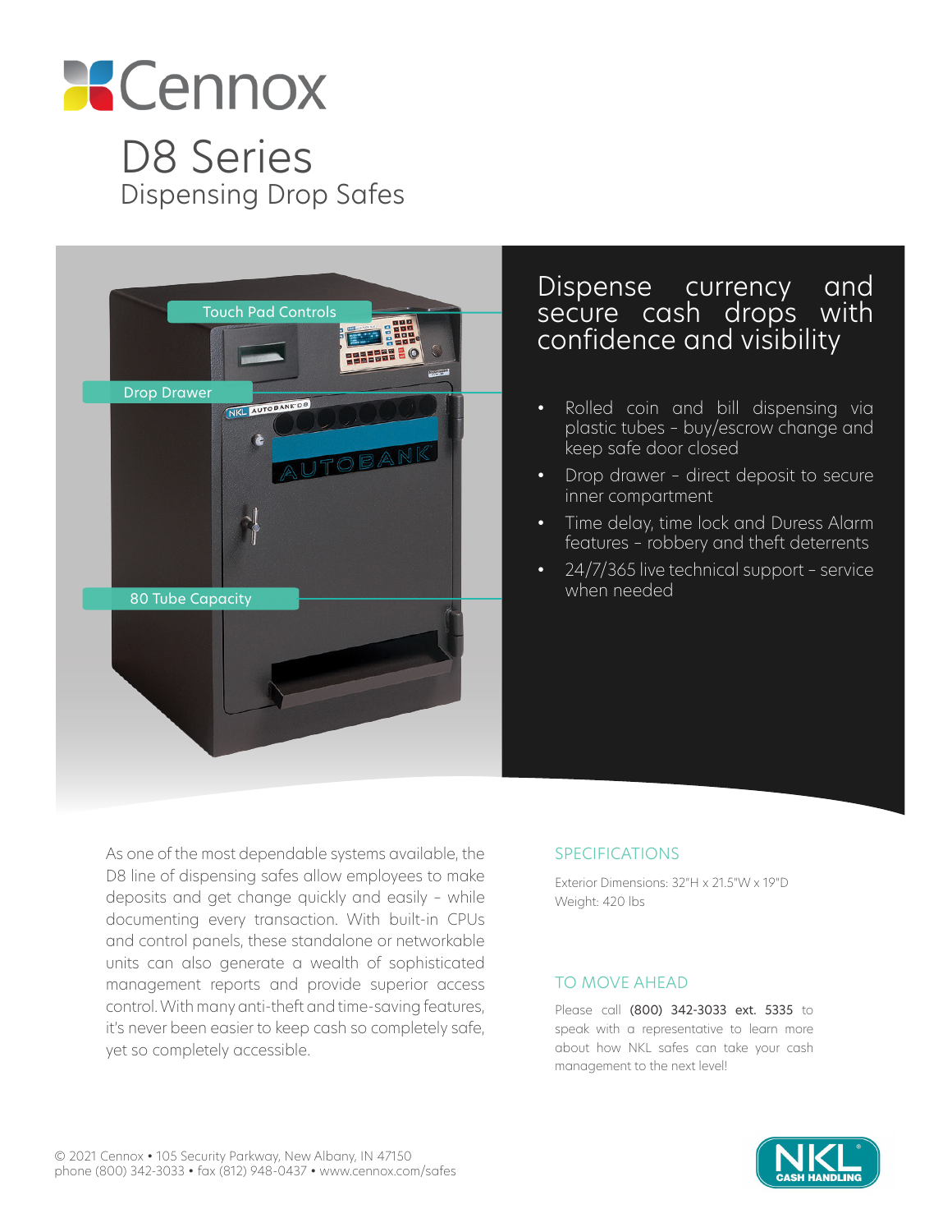# Cennox

## D8 Series

### Dispensing Drop Safes

Touch Pad Controls

Drop Drawer

80 Tube Capacity

## Dispense currency and secure cash drops with confidence and visibility

- Rolled coin and bill dispensing via plastic tubes – buy/escrow change and keep safe door closed
- Drop drawer – direct deposit to secure inner compartment
- Time delay, time lock and Duress Alarm features – robbery and theft deterrents
- 24/7/365 live technical support – service when needed

As one of the most dependable systems available, the D8 line of dispensing safes allow employees to make deposits and get change quickly and easily – while documenting every transaction. With built-in CPUs and control panels, these standalone or networkable units can also generate a wealth of sophisticated management reports and provide superior access control. With many anti-theft and time-saving features, it's never been easier to keep cash so completely safe, yet so completely accessible.

### SPECIFICATIONS

Exterior Dimensions: 32"H x 21.5"W x 19"D
Weight: 420 lbs

### TO MOVE AHEAD

Please call (800) 342-3033 ext. 5335 to speak with a representative to learn more about how NKL safes can take your cash management to the next level!

© 2021 Cennox • 105 Security Parkway, New Albany, IN 47150
phone (800) 342-3033 • fax (812) 948-0437 • www.cennox.com/safes

NKL CASH HANDLING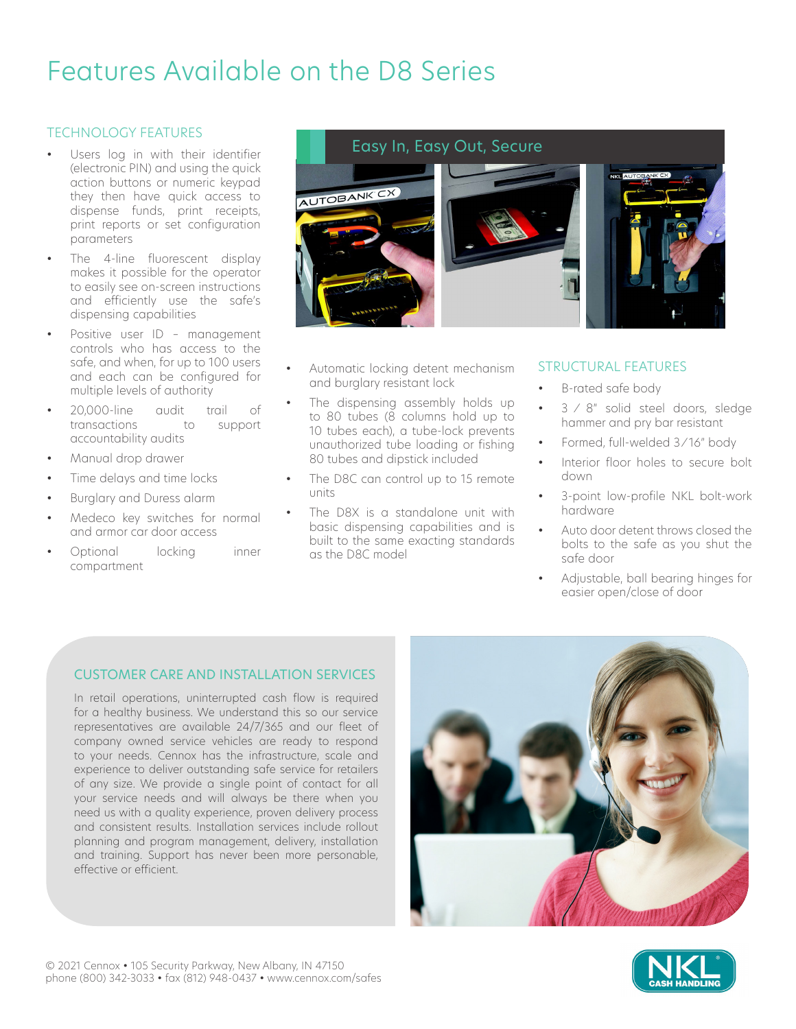# Features Available on the D8 Series

## TECHNOLOGY FEATURES

- Users log in with their identifier (electronic PIN) and using the quick action buttons or numeric keypad they then have quick access to dispense funds, print receipts, print reports or set configuration parameters
- The 4-line fluorescent display makes it possible for the operator to easily see on-screen instructions and efficiently use the safe's dispensing capabilities
- Positive user ID – management controls who has access to the safe, and when, for up to 100 users and each can be configured for multiple levels of authority
- 20,000-line audit trail of transactions to support accountability audits
- Manual drop drawer
- Time delays and time locks
- Burglary and Duress alarm
- Medeco key switches for normal and armor car door access
- Optional locking inner compartment

## Easy In, Easy Out, Secure

- Automatic locking detent mechanism and burglary resistant lock
- The dispensing assembly holds up to 80 tubes (8 columns hold up to 10 tubes each), a tube-lock prevents unauthorized tube loading or fishing 80 tubes and dipstick included
- The D8C can control up to 15 remote units
- The D8X is a standalone unit with basic dispensing capabilities and is built to the same exacting standards as the D8C model

## STRUCTURAL FEATURES

- B-rated safe body
- 3 / 8" solid steel doors, sledge hammer and pry bar resistant
- Formed, full-welded 3/16" body
- Interior floor holes to secure bolt down
- 3-point low-profile NKL bolt-work hardware
- Auto door detent throws closed the bolts to the safe as you shut the safe door
- Adjustable, ball bearing hinges for easier open/close of door

## CUSTOMER CARE AND INSTALLATION SERVICES

In retail operations, uninterrupted cash flow is required for a healthy business. We understand this so our service representatives are available 24/7/365 and our fleet of company owned service vehicles are ready to respond to your needs. Cennox has the infrastructure, scale and experience to deliver outstanding safe service for retailers of any size. We provide a single point of contact for all your service needs and will always be there when you need us with a quality experience, proven delivery process and consistent results. Installation services include rollout planning and program management, delivery, installation and training. Support has never been more personable, effective or efficient.

© 2021 Cennox • 105 Security Parkway, New Albany, IN 47150
phone (800) 342-3033 • fax (812) 948-0437 • www.cennox.com/safes